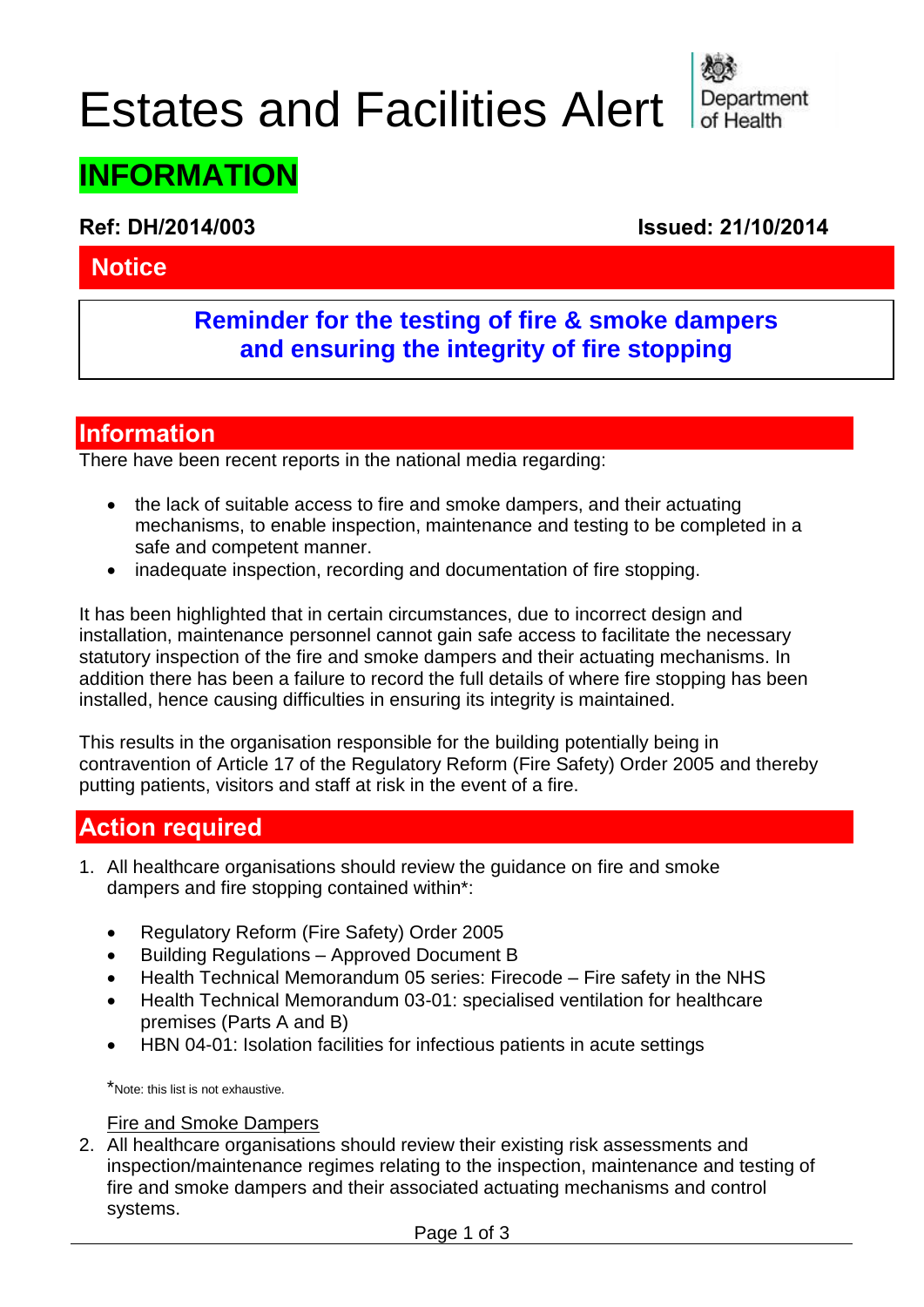# Estates and Facilities Alert

Department of Health

## INFORMATION

**Ref: DH/2014/003** **Issued: 21/10/2014**

## Notice

**Reminder for the testing of fire & smoke dampers and ensuring the integrity of fire stopping**

## Information

There have been recent reports in the national media regarding:

- the lack of suitable access to fire and smoke dampers, and their actuating mechanisms, to enable inspection, maintenance and testing to be completed in a safe and competent manner.
- inadequate inspection, recording and documentation of fire stopping.

It has been highlighted that in certain circumstances, due to incorrect design and installation, maintenance personnel cannot gain safe access to facilitate the necessary statutory inspection of the fire and smoke dampers and their actuating mechanisms. In addition there has been a failure to record the full details of where fire stopping has been installed, hence causing difficulties in ensuring its integrity is maintained.

This results in the organisation responsible for the building potentially being in contravention of Article 17 of the Regulatory Reform (Fire Safety) Order 2005 and thereby putting patients, visitors and staff at risk in the event of a fire.

## Action required

1. All healthcare organisations should review the guidance on fire and smoke dampers and fire stopping contained within*:

   - Regulatory Reform (Fire Safety) Order 2005
   - Building Regulations – Approved Document B
   - Health Technical Memorandum 05 series: Firecode – Fire safety in the NHS
   - Health Technical Memorandum 03-01: specialised ventilation for healthcare premises (Parts A and B)
   - HBN 04-01: Isolation facilities for infectious patients in acute settings

   *Note: this list is not exhaustive.

   Fire and Smoke Dampers

2. All healthcare organisations should review their existing risk assessments and inspection/maintenance regimes relating to the inspection, maintenance and testing of fire and smoke dampers and their associated actuating mechanisms and control systems.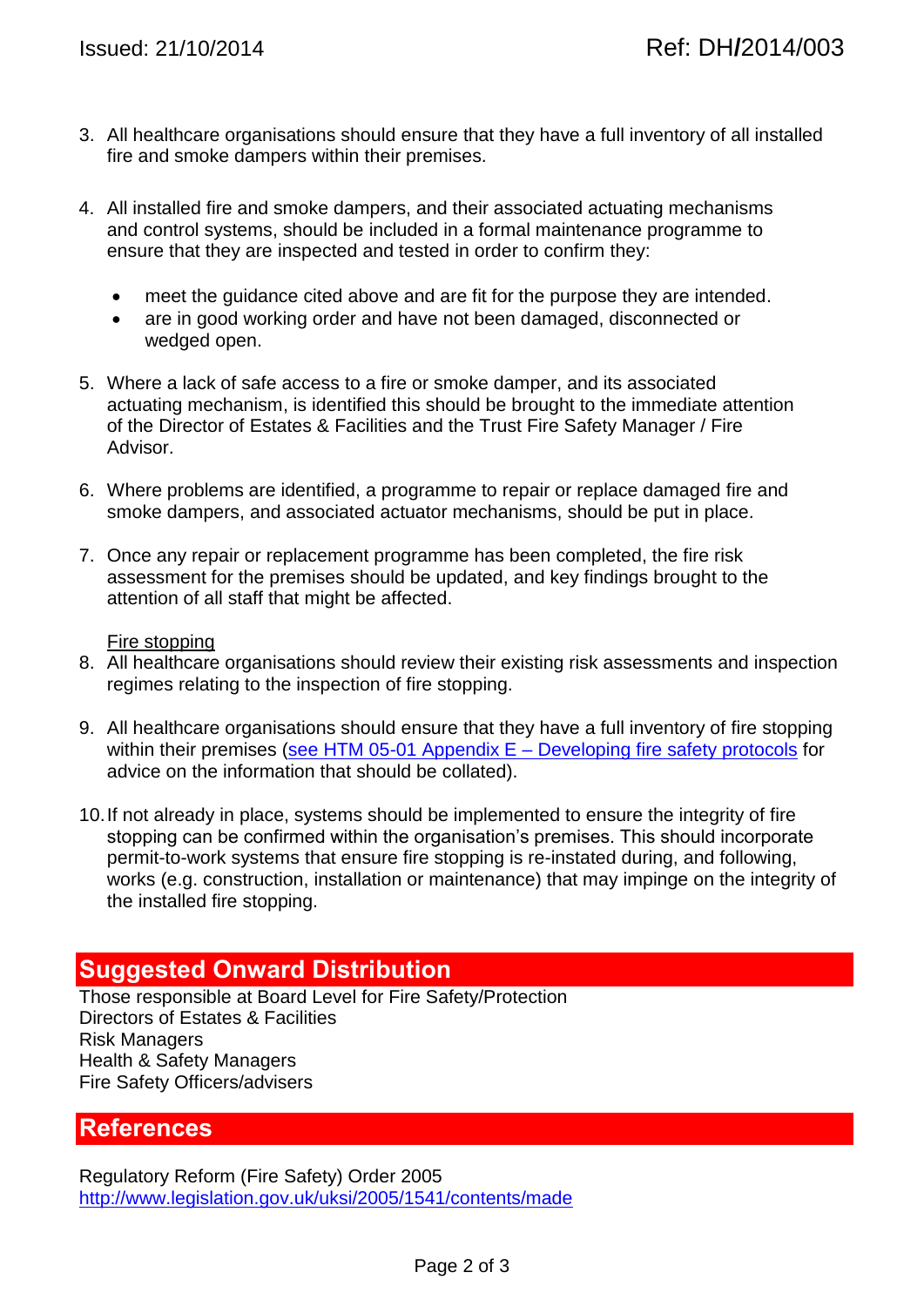3. All healthcare organisations should ensure that they have a full inventory of all installed fire and smoke dampers within their premises.

4. All installed fire and smoke dampers, and their associated actuating mechanisms and control systems, should be included in a formal maintenance programme to ensure that they are inspected and tested in order to confirm they:

   - meet the guidance cited above and are fit for the purpose they are intended.
   - are in good working order and have not been damaged, disconnected or wedged open.

5. Where a lack of safe access to a fire or smoke damper, and its associated actuating mechanism, is identified this should be brought to the immediate attention of the Director of Estates & Facilities and the Trust Fire Safety Manager / Fire Advisor.

6. Where problems are identified, a programme to repair or replace damaged fire and smoke dampers, and associated actuator mechanisms, should be put in place.

7. Once any repair or replacement programme has been completed, the fire risk assessment for the premises should be updated, and key findings brought to the attention of all staff that might be affected.

   Fire stopping

8. All healthcare organisations should review their existing risk assessments and inspection regimes relating to the inspection of fire stopping.

9. All healthcare organisations should ensure that they have a full inventory of fire stopping within their premises (see HTM 05-01 Appendix E – Developing fire safety protocols for advice on the information that should be collated).

10. If not already in place, systems should be implemented to ensure the integrity of fire stopping can be confirmed within the organisation's premises. This should incorporate permit-to-work systems that ensure fire stopping is re-instated during, and following, works (e.g. construction, installation or maintenance) that may impinge on the integrity of the installed fire stopping.

## Suggested Onward Distribution

Those responsible at Board Level for Fire Safety/Protection
Directors of Estates & Facilities
Risk Managers
Health & Safety Managers
Fire Safety Officers/advisers

## References

Regulatory Reform (Fire Safety) Order 2005
http://www.legislation.gov.uk/uksi/2005/1541/contents/made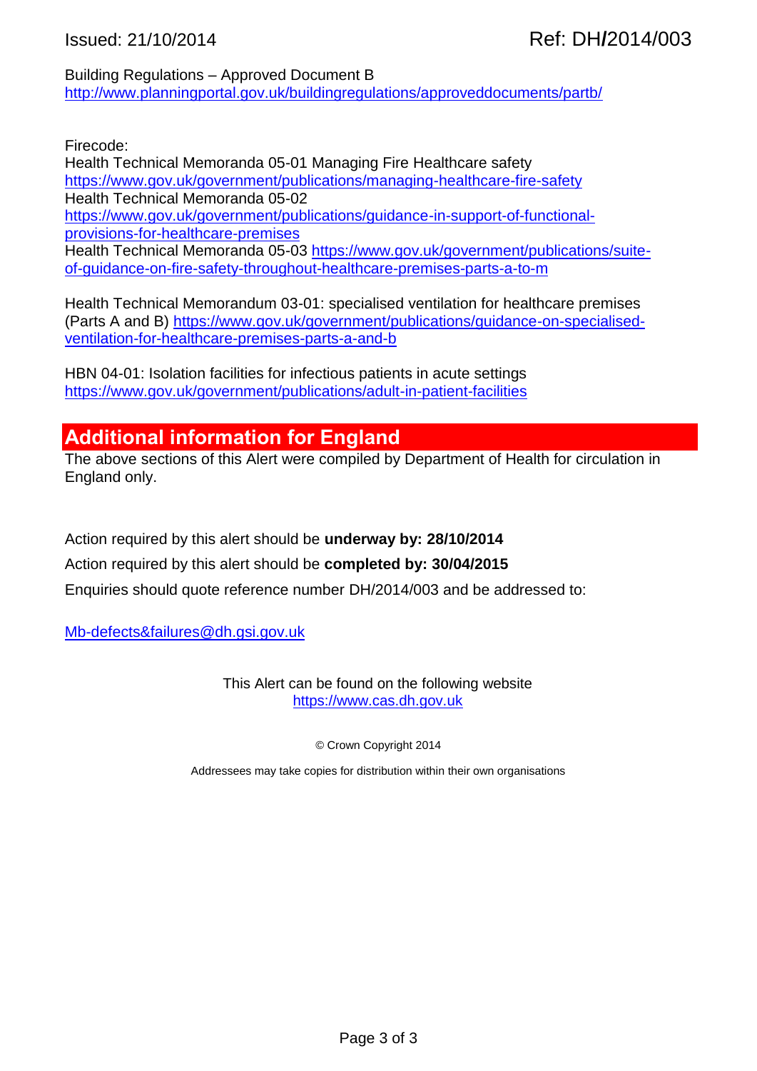Building Regulations – Approved Document B
http://www.planningportal.gov.uk/buildingregulations/approveddocuments/partb/

Firecode:
Health Technical Memoranda 05-01 Managing Fire Healthcare safety
https://www.gov.uk/government/publications/managing-healthcare-fire-safety
Health Technical Memoranda 05-02
https://www.gov.uk/government/publications/guidance-in-support-of-functional-provisions-for-healthcare-premises
Health Technical Memoranda 05-03 https://www.gov.uk/government/publications/suite-of-guidance-on-fire-safety-throughout-healthcare-premises-parts-a-to-m

Health Technical Memorandum 03-01: specialised ventilation for healthcare premises (Parts A and B) https://www.gov.uk/government/publications/guidance-on-specialised-ventilation-for-healthcare-premises-parts-a-and-b

HBN 04-01: Isolation facilities for infectious patients in acute settings
https://www.gov.uk/government/publications/adult-in-patient-facilities

## Additional information for England

The above sections of this Alert were compiled by Department of Health for circulation in England only.

Action required by this alert should be **underway by: 28/10/2014**

Action required by this alert should be **completed by: 30/04/2015**

Enquiries should quote reference number DH/2014/003 and be addressed to:

Mb-defects&failures@dh.gsi.gov.uk

This Alert can be found on the following website
https://www.cas.dh.gov.uk

© Crown Copyright 2014

Addressees may take copies for distribution within their own organisations